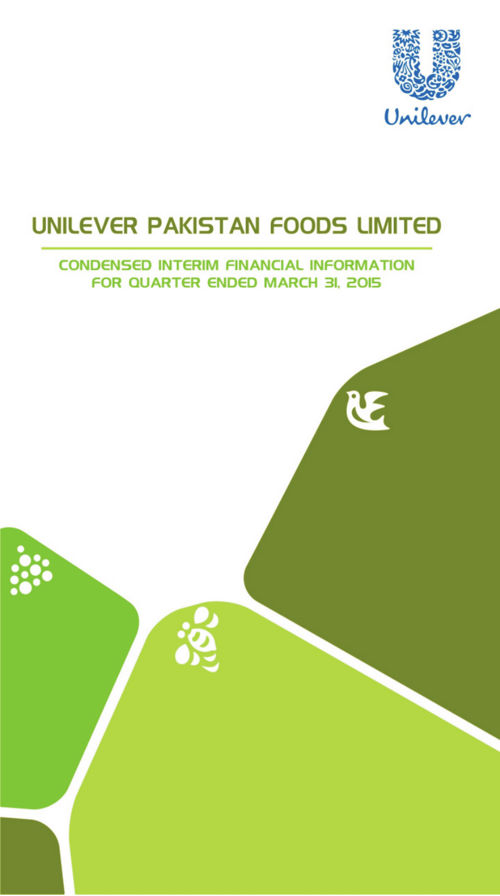Unilever

# UNILEVER PAKISTAN FOODS LIMITED

## CONDENSED INTERIM FINANCIAL INFORMATION FOR QUARTER ENDED MARCH 31, 2015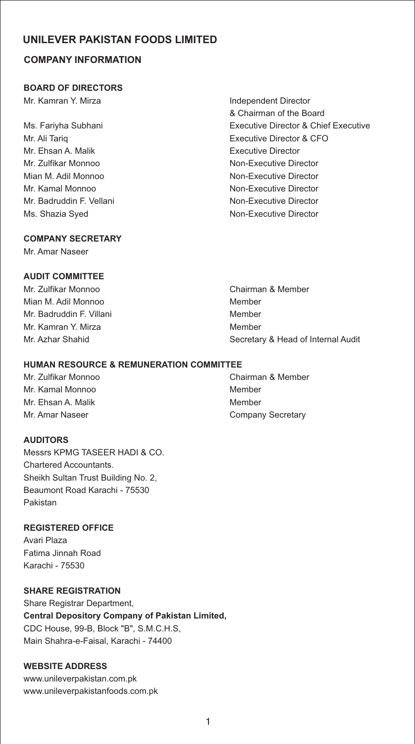# UNILEVER PAKISTAN FOODS LIMITED

## COMPANY INFORMATION

### BOARD OF DIRECTORS

| | |
|---|---|
| Mr. Kamran Y. Mirza | Independent Director & Chairman of the Board |
| Ms. Fariyha Subhani | Executive Director & Chief Executive |
| Mr. Ali Tariq | Executive Director & CFO |
| Mr. Ehsan A. Malik | Executive Director |
| Mr. Zulfikar Monnoo | Non-Executive Director |
| Mian M. Adil Monnoo | Non-Executive Director |
| Mr. Kamal Monnoo | Non-Executive Director |
| Mr. Badruddin F. Vellani | Non-Executive Director |
| Ms. Shazia Syed | Non-Executive Director |

### COMPANY SECRETARY

Mr. Amar Naseer

### AUDIT COMMITTEE

| | |
|---|---|
| Mr. Zulfikar Monnoo | Chairman & Member |
| Mian M. Adil Monnoo | Member |
| Mr. Badruddin F. Villani | Member |
| Mr. Kamran Y. Mirza | Member |
| Mr. Azhar Shahid | Secretary & Head of Internal Audit |

### HUMAN RESOURCE & REMUNERATION COMMITTEE

| | |
|---|---|
| Mr. Zulfikar Monnoo | Chairman & Member |
| Mr. Kamal Monnoo | Member |
| Mr. Ehsan A. Malik | Member |
| Mr. Amar Naseer | Company Secretary |

### AUDITORS

Messrs KPMG TASEER HADI & CO.
Chartered Accountants.
Sheikh Sultan Trust Building No. 2,
Beaumont Road Karachi - 75530
Pakistan

### REGISTERED OFFICE

Avari Plaza
Fatima Jinnah Road
Karachi - 75530

### SHARE REGISTRATION

Share Registrar Department,
**Central Depository Company of Pakistan Limited,**
CDC House, 99-B, Block "B", S.M.C.H.S,
Main Shahra-e-Faisal, Karachi - 74400

### WEBSITE ADDRESS

www.unileverpakistan.com.pk
www.unileverpakistanfoods.com.pk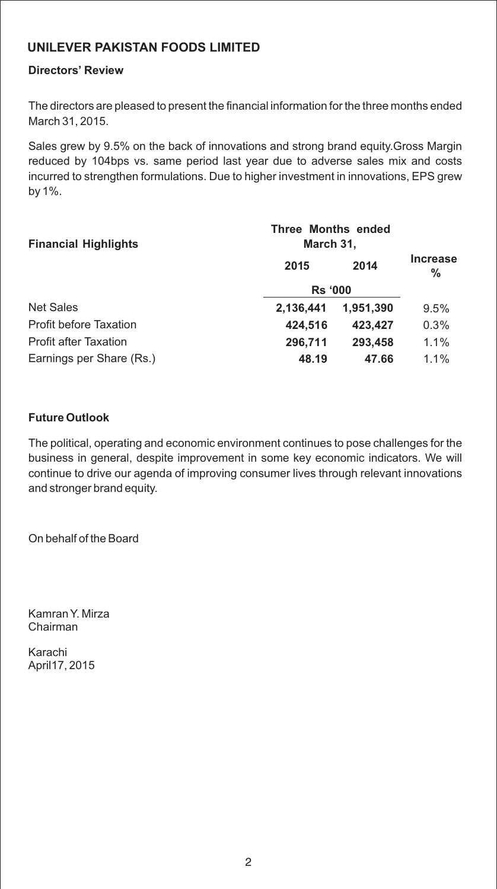# UNILEVER PAKISTAN FOODS LIMITED

## Directors' Review

The directors are pleased to present the financial information for the three months ended March 31, 2015.

Sales grew by 9.5% on the back of innovations and strong brand equity.Gross Margin reduced by 104bps vs. same period last year due to adverse sales mix and costs incurred to strengthen formulations. Due to higher investment in innovations, EPS grew by 1%.

| Financial Highlights | Three Months ended March 31, | | |
|---|---|---|---|
| | 2015 | 2014 | Increase % |
| | Rs '000 | | |
| Net Sales | 2,136,441 | 1,951,390 | 9.5% |
| Profit before Taxation | 424,516 | 423,427 | 0.3% |
| Profit after Taxation | 296,711 | 293,458 | 1.1% |
| Earnings per Share (Rs.) | 48.19 | 47.66 | 1.1% |

## Future Outlook

The political, operating and economic environment continues to pose challenges for the business in general, despite improvement in some key economic indicators. We will continue to drive our agenda of improving consumer lives through relevant innovations and stronger brand equity.

On behalf of the Board

Kamran Y. Mirza
Chairman

Karachi
April17, 2015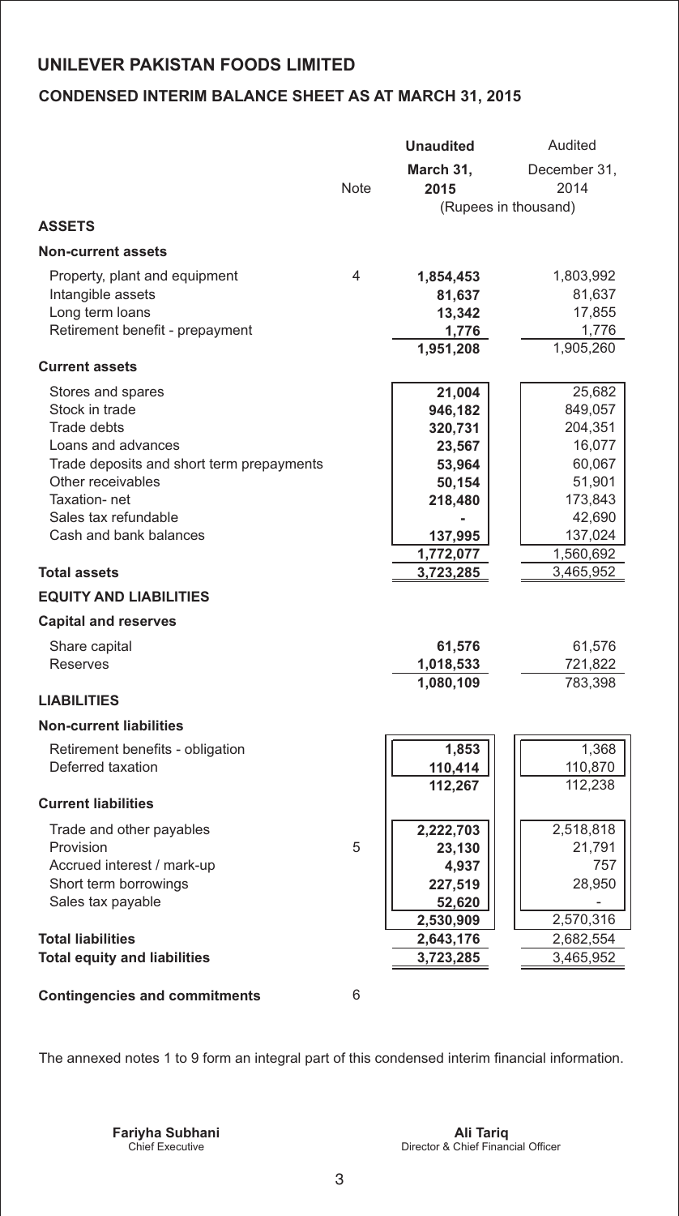# UNILEVER PAKISTAN FOODS LIMITED

## CONDENSED INTERIM BALANCE SHEET AS AT MARCH 31, 2015

| | Note | Unaudited March 31, 2015 | Audited December 31, 2014 |
|---|---|---|---|
| | | (Rupees in thousand) | |
| **ASSETS** | | | |
| **Non-current assets** | | | |
| Property, plant and equipment | 4 | **1,854,453** | 1,803,992 |
| Intangible assets | | **81,637** | 81,637 |
| Long term loans | | **13,342** | 17,855 |
| Retirement benefit - prepayment | | **1,776** | 1,776 |
| | | **1,951,208** | 1,905,260 |
| **Current assets** | | | |
| Stores and spares | | **21,004** | 25,682 |
| Stock in trade | | **946,182** | 849,057 |
| Trade debts | | **320,731** | 204,351 |
| Loans and advances | | **23,567** | 16,077 |
| Trade deposits and short term prepayments | | **53,964** | 60,067 |
| Other receivables | | **50,154** | 51,901 |
| Taxation- net | | **218,480** | 173,843 |
| Sales tax refundable | | **-** | 42,690 |
| Cash and bank balances | | **137,995** | 137,024 |
| | | **1,772,077** | 1,560,692 |
| **Total assets** | | **3,723,285** | 3,465,952 |
| **EQUITY AND LIABILITIES** | | | |
| **Capital and reserves** | | | |
| Share capital | | **61,576** | 61,576 |
| Reserves | | **1,018,533** | 721,822 |
| | | **1,080,109** | 783,398 |
| **LIABILITIES** | | | |
| **Non-current liabilities** | | | |
| Retirement benefits - obligation | | **1,853** | 1,368 |
| Deferred taxation | | **110,414** | 110,870 |
| | | **112,267** | 112,238 |
| **Current liabilities** | | | |
| Trade and other payables | | **2,222,703** | 2,518,818 |
| Provision | 5 | **23,130** | 21,791 |
| Accrued interest / mark-up | | **4,937** | 757 |
| Short term borrowings | | **227,519** | 28,950 |
| Sales tax payable | | **52,620** | - |
| | | **2,530,909** | 2,570,316 |
| **Total liabilities** | | **2,643,176** | 2,682,554 |
| **Total equity and liabilities** | | **3,723,285** | 3,465,952 |
| **Contingencies and commitments** | 6 | | |

The annexed notes 1 to 9 form an integral part of this condensed interim financial information.

**Fariyha Subhani**
Chief Executive

**Ali Tariq**
Director & Chief Financial Officer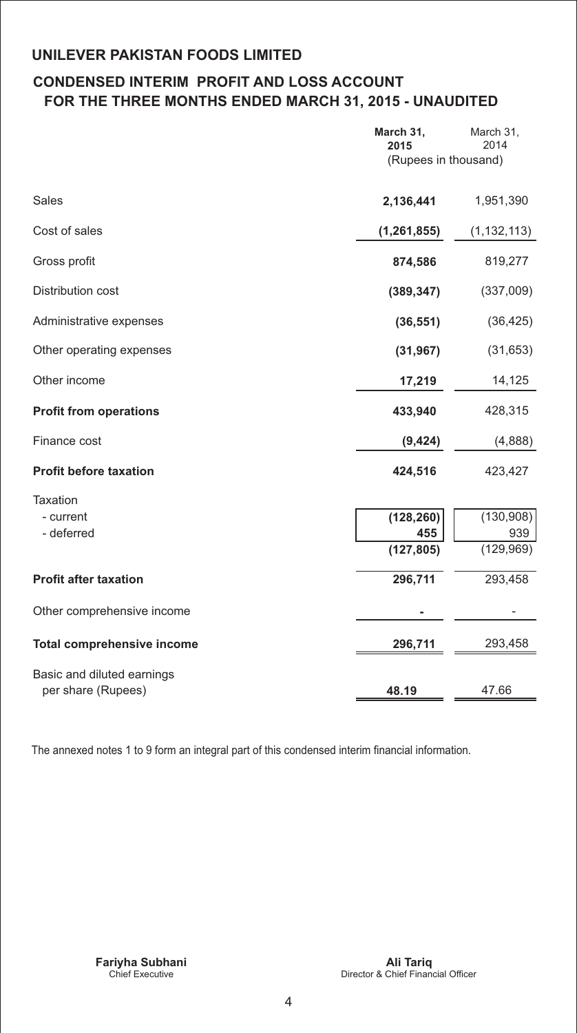# UNILEVER PAKISTAN FOODS LIMITED

## CONDENSED INTERIM PROFIT AND LOSS ACCOUNT FOR THE THREE MONTHS ENDED MARCH 31, 2015 - UNAUDITED

| | March 31, 2015 | March 31, 2014 |
|---|---|---|
| | (Rupees in thousand) | |
| Sales | **2,136,441** | 1,951,390 |
| Cost of sales | **(1,261,855)** | (1,132,113) |
| Gross profit | **874,586** | 819,277 |
| Distribution cost | **(389,347)** | (337,009) |
| Administrative expenses | **(36,551)** | (36,425) |
| Other operating expenses | **(31,967)** | (31,653) |
| Other income | **17,219** | 14,125 |
| **Profit from operations** | **433,940** | 428,315 |
| Finance cost | **(9,424)** | (4,888) |
| **Profit before taxation** | **424,516** | 423,427 |
| Taxation | | |
| - current | **(128,260)** | (130,908) |
| - deferred | **455** | 939 |
| | **(127,805)** | (129,969) |
| **Profit after taxation** | **296,711** | 293,458 |
| Other comprehensive income | **-** | - |
| **Total comprehensive income** | **296,711** | 293,458 |
| Basic and diluted earnings per share (Rupees) | **48.19** | 47.66 |

The annexed notes 1 to 9 form an integral part of this condensed interim financial information.

**Fariyha Subhani**
Chief Executive

**Ali Tariq**
Director & Chief Financial Officer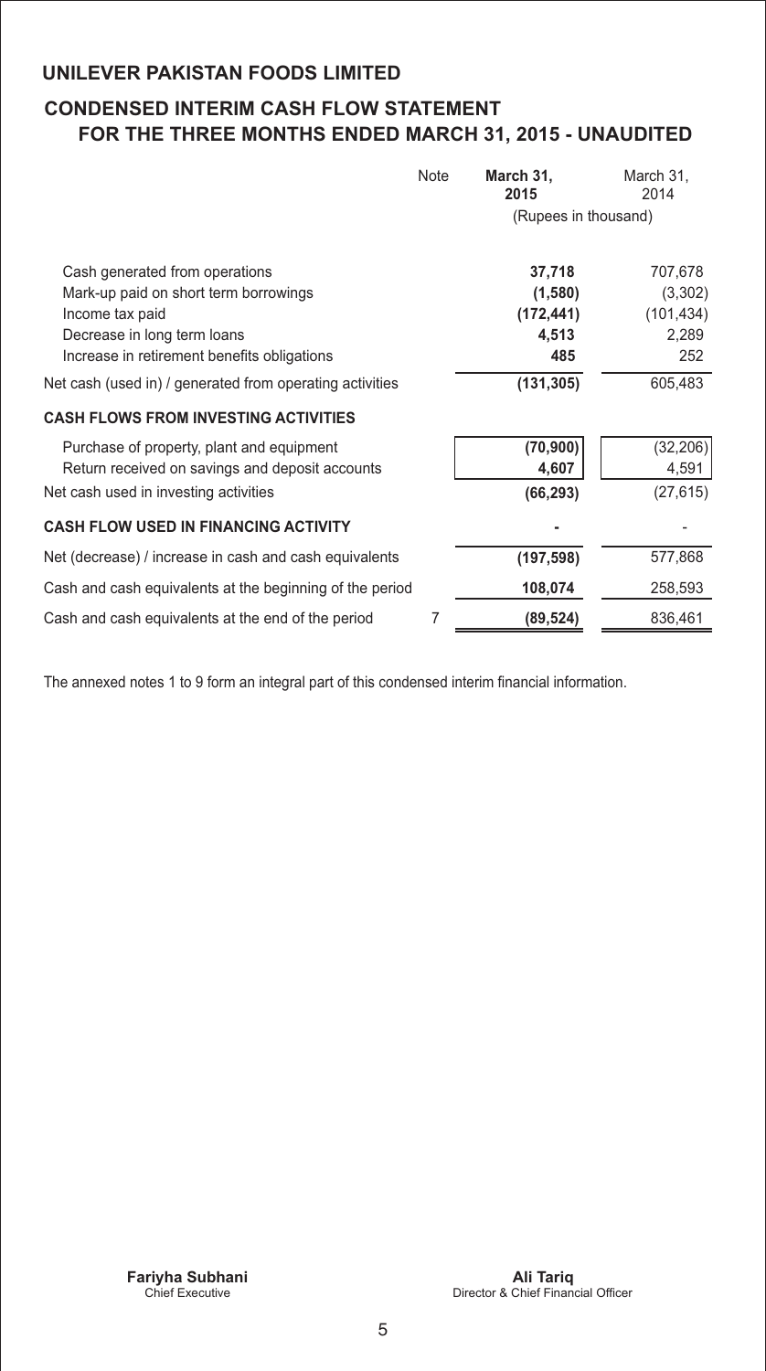# UNILEVER PAKISTAN FOODS LIMITED

## CONDENSED INTERIM CASH FLOW STATEMENT FOR THE THREE MONTHS ENDED MARCH 31, 2015 - UNAUDITED

| | Note | **March 31, 2015** | March 31, 2014 |
|---|---|---|---|
| | | (Rupees in thousand) | |
| Cash generated from operations | | **37,718** | 707,678 |
| Mark-up paid on short term borrowings | | **(1,580)** | (3,302) |
| Income tax paid | | **(172,441)** | (101,434) |
| Decrease in long term loans | | **4,513** | 2,289 |
| Increase in retirement benefits obligations | | **485** | 252 |
| Net cash (used in) / generated from operating activities | | **(131,305)** | 605,483 |
| **CASH FLOWS FROM INVESTING ACTIVITIES** | | | |
| Purchase of property, plant and equipment | | **(70,900)** | (32,206) |
| Return received on savings and deposit accounts | | **4,607** | 4,591 |
| Net cash used in investing activities | | **(66,293)** | (27,615) |
| **CASH FLOW USED IN FINANCING ACTIVITY** | | **-** | - |
| Net (decrease) / increase in cash and cash equivalents | | **(197,598)** | 577,868 |
| Cash and cash equivalents at the beginning of the period | | **108,074** | 258,593 |
| Cash and cash equivalents at the end of the period | 7 | **(89,524)** | 836,461 |

The annexed notes 1 to 9 form an integral part of this condensed interim financial information.

**Fariyha Subhani**
Chief Executive

**Ali Tariq**
Director & Chief Financial Officer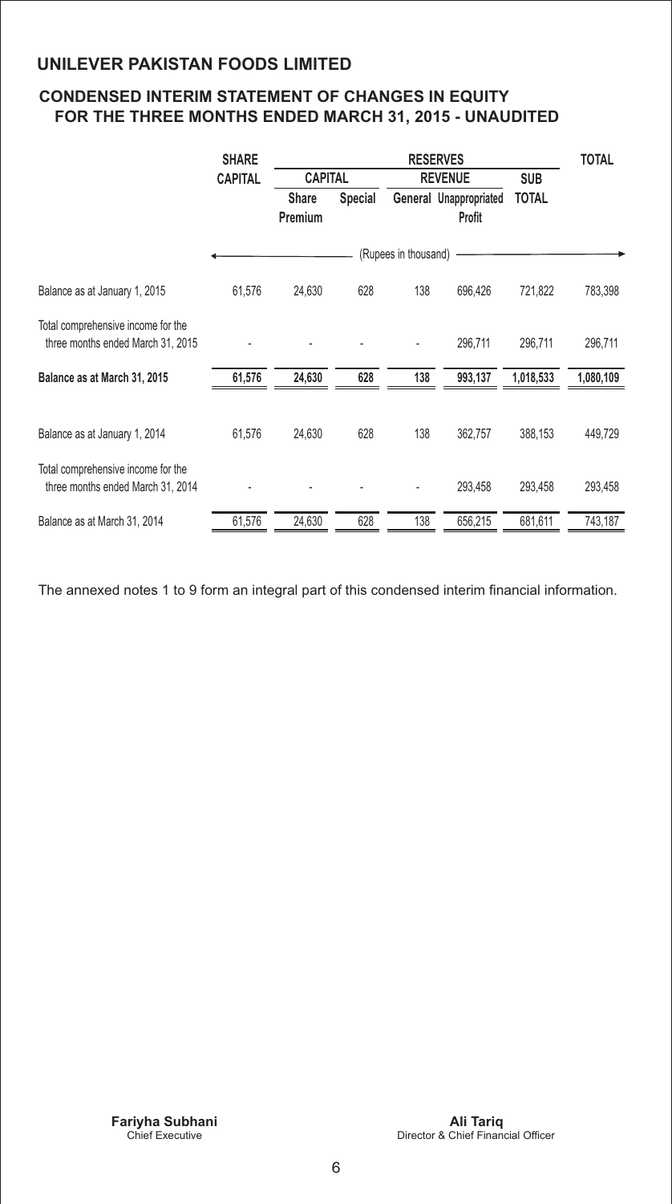# UNILEVER PAKISTAN FOODS LIMITED

## CONDENSED INTERIM STATEMENT OF CHANGES IN EQUITY FOR THE THREE MONTHS ENDED MARCH 31, 2015 - UNAUDITED

| | SHARE CAPITAL | RESERVES | | | | | TOTAL |
|---|---|---|---|---|---|---|---|
| | | CAPITAL | | REVENUE | | SUB TOTAL | |
| | | Share Premium | Special | General | Unappropriated Profit | | |
| | (Rupees in thousand) | | | | | | |
| Balance as at January 1, 2015 | 61,576 | 24,630 | 628 | 138 | 696,426 | 721,822 | 783,398 |
| Total comprehensive income for the three months ended March 31, 2015 | - | - | - | - | 296,711 | 296,711 | 296,711 |
| **Balance as at March 31, 2015** | **61,576** | **24,630** | **628** | **138** | **993,137** | **1,018,533** | **1,080,109** |
| Balance as at January 1, 2014 | 61,576 | 24,630 | 628 | 138 | 362,757 | 388,153 | 449,729 |
| Total comprehensive income for the three months ended March 31, 2014 | - | - | - | - | 293,458 | 293,458 | 293,458 |
| Balance as at March 31, 2014 | 61,576 | 24,630 | 628 | 138 | 656,215 | 681,611 | 743,187 |

The annexed notes 1 to 9 form an integral part of this condensed interim financial information.

**Fariyha Subhani**
Chief Executive

**Ali Tariq**
Director & Chief Financial Officer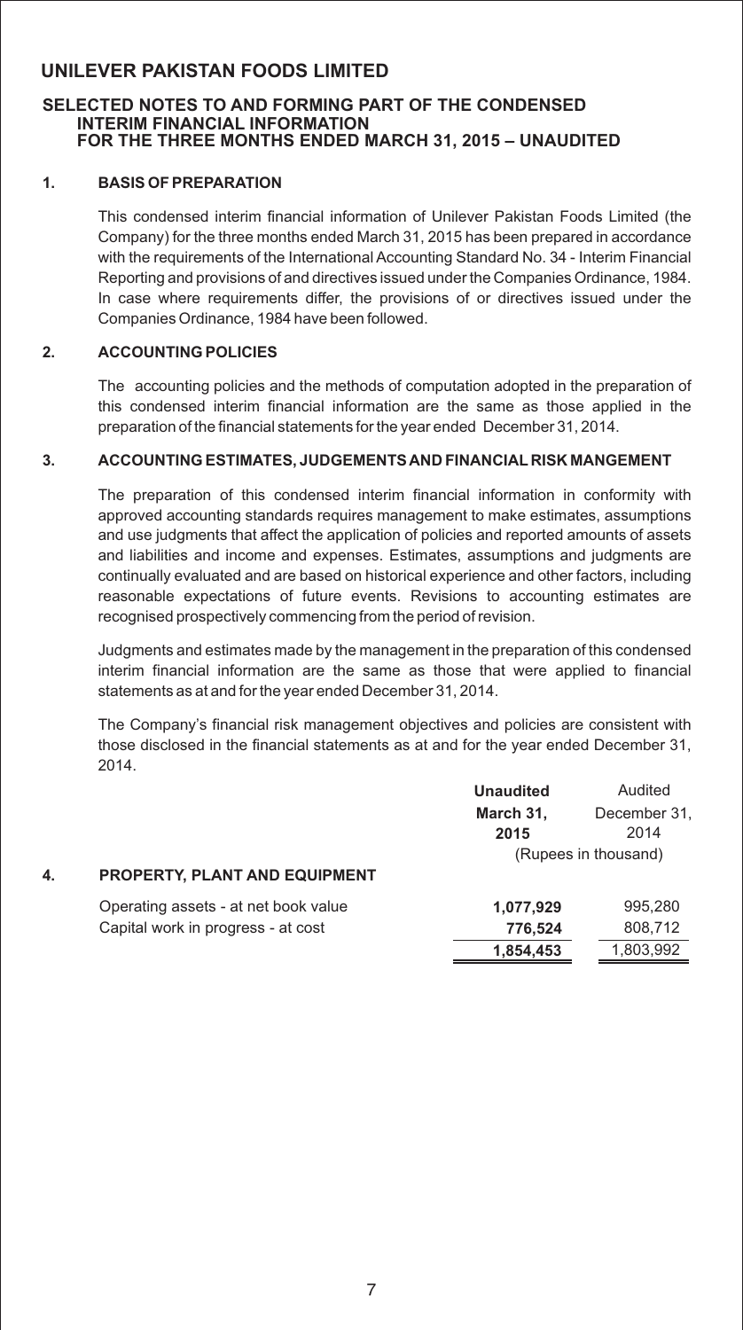# UNILEVER PAKISTAN FOODS LIMITED

## SELECTED NOTES TO AND FORMING PART OF THE CONDENSED INTERIM FINANCIAL INFORMATION FOR THE THREE MONTHS ENDED MARCH 31, 2015 – UNAUDITED

### 1. BASIS OF PREPARATION

This condensed interim financial information of Unilever Pakistan Foods Limited (the Company) for the three months ended March 31, 2015 has been prepared in accordance with the requirements of the International Accounting Standard No. 34 - Interim Financial Reporting and provisions of and directives issued under the Companies Ordinance, 1984. In case where requirements differ, the provisions of or directives issued under the Companies Ordinance, 1984 have been followed.

### 2. ACCOUNTING POLICIES

The accounting policies and the methods of computation adopted in the preparation of this condensed interim financial information are the same as those applied in the preparation of the financial statements for the year ended December 31, 2014.

### 3. ACCOUNTING ESTIMATES, JUDGEMENTS AND FINANCIAL RISK MANGEMENT

The preparation of this condensed interim financial information in conformity with approved accounting standards requires management to make estimates, assumptions and use judgments that affect the application of policies and reported amounts of assets and liabilities and income and expenses. Estimates, assumptions and judgments are continually evaluated and are based on historical experience and other factors, including reasonable expectations of future events. Revisions to accounting estimates are recognised prospectively commencing from the period of revision.

Judgments and estimates made by the management in the preparation of this condensed interim financial information are the same as those that were applied to financial statements as at and for the year ended December 31, 2014.

The Company's financial risk management objectives and policies are consistent with those disclosed in the financial statements as at and for the year ended December 31, 2014.

| | **Unaudited** | Audited |
|---|---|---|
| | **March 31, 2015** | December 31, 2014 |
| | (Rupees in thousand) | |
| **4. PROPERTY, PLANT AND EQUIPMENT** | | |
| Operating assets - at net book value | **1,077,929** | 995,280 |
| Capital work in progress - at cost | **776,524** | 808,712 |
| | **1,854,453** | 1,803,992 |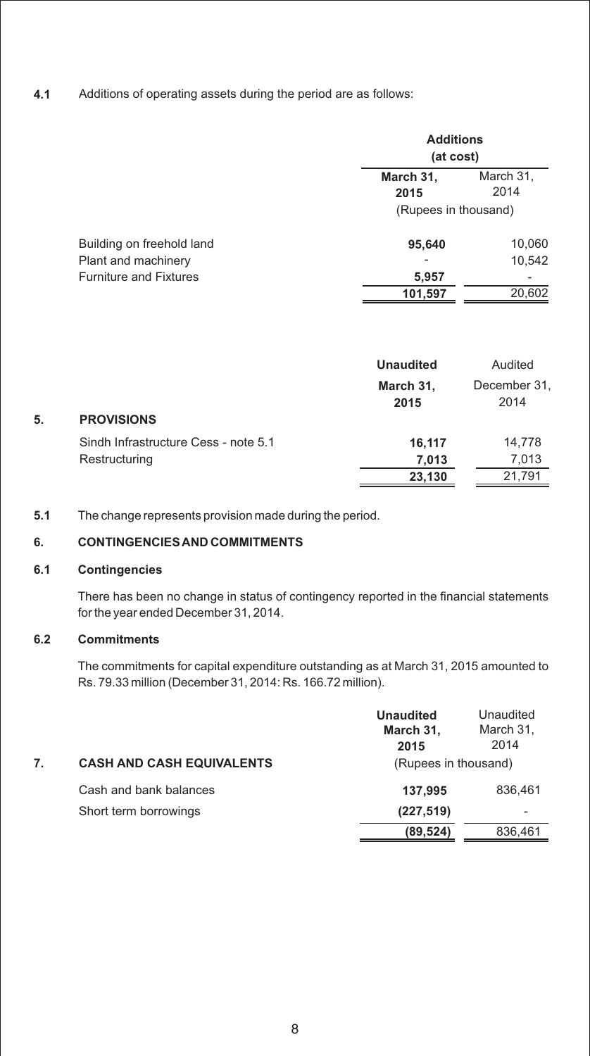**4.1** Additions of operating assets during the period are as follows:

| | Additions (at cost) | |
|---|---|---|
| | **March 31, 2015** | March 31, 2014 |
| | (Rupees in thousand) | |
| Building on freehold land | **95,640** | 10,060 |
| Plant and machinery | - | 10,542 |
| Furniture and Fixtures | **5,957** | - |
| | **101,597** | 20,602 |

| | **Unaudited** | Audited |
|---|---|---|
| | **March 31, 2015** | December 31, 2014 |
| **5. PROVISIONS** | | |
| Sindh Infrastructure Cess - note 5.1 | **16,117** | 14,778 |
| Restructuring | **7,013** | 7,013 |
| | **23,130** | 21,791 |

**5.1** The change represents provision made during the period.

## 6. CONTINGENCIES AND COMMITMENTS

### 6.1 Contingencies

There has been no change in status of contingency reported in the financial statements for the year ended December 31, 2014.

### 6.2 Commitments

The commitments for capital expenditure outstanding as at March 31, 2015 amounted to Rs. 79.33 million (December 31, 2014: Rs. 166.72 million).

| | **Unaudited March 31, 2015** | Unaudited March 31, 2014 |
|---|---|---|
| **7. CASH AND CASH EQUIVALENTS** | (Rupees in thousand) | |
| Cash and bank balances | **137,995** | 836,461 |
| Short term borrowings | **(227,519)** | - |
| | **(89,524)** | 836,461 |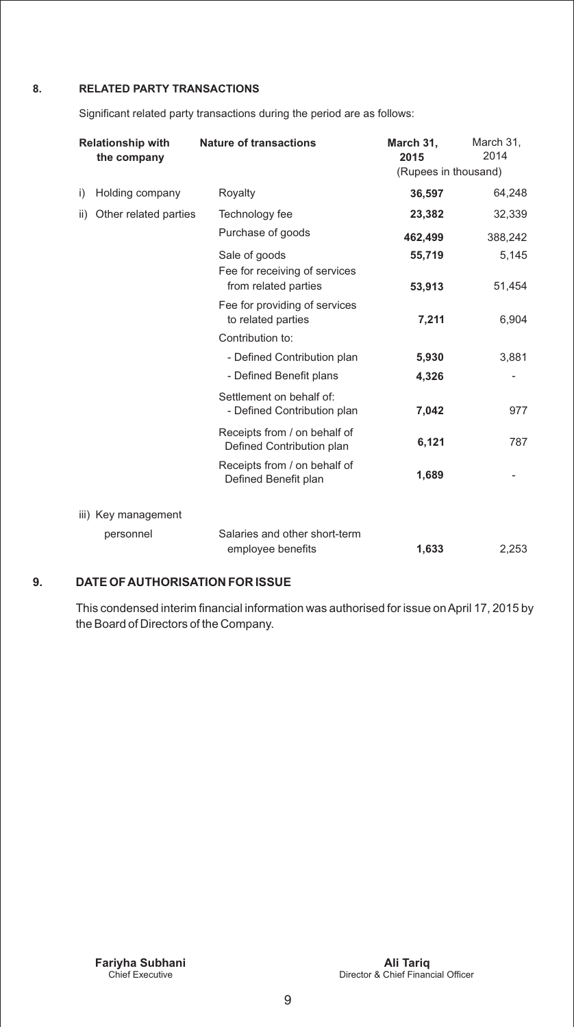## 8. RELATED PARTY TRANSACTIONS

Significant related party transactions during the period are as follows:

| Relationship with the company | Nature of transactions | March 31, 2015 | March 31, 2014 |
|---|---|---|---|
| | | (Rupees in thousand) | |
| i) Holding company | Royalty | **36,597** | 64,248 |
| ii) Other related parties | Technology fee | **23,382** | 32,339 |
| | Purchase of goods | **462,499** | 388,242 |
| | Sale of goods | **55,719** | 5,145 |
| | Fee for receiving of services from related parties | **53,913** | 51,454 |
| | Fee for providing of services to related parties | **7,211** | 6,904 |
| | Contribution to: | | |
| | - Defined Contribution plan | **5,930** | 3,881 |
| | - Defined Benefit plans | **4,326** | - |
| | Settlement on behalf of: - Defined Contribution plan | **7,042** | 977 |
| | Receipts from / on behalf of Defined Contribution plan | **6,121** | 787 |
| | Receipts from / on behalf of Defined Benefit plan | **1,689** | - |
| iii) Key management personnel | Salaries and other short-term employee benefits | **1,633** | 2,253 |

## 9. DATE OF AUTHORISATION FOR ISSUE

This condensed interim financial information was authorised for issue on April 17, 2015 by the Board of Directors of the Company.

**Fariyha Subhani**
Chief Executive

**Ali Tariq**
Director & Chief Financial Officer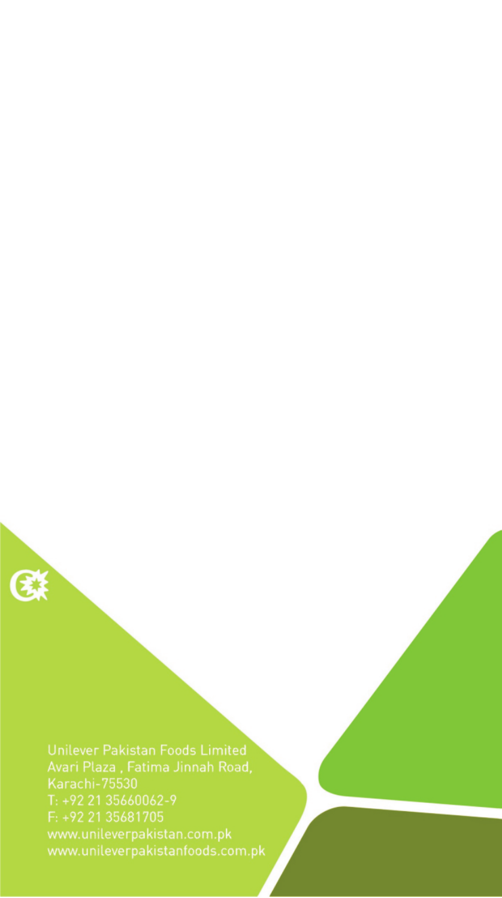Unilever Pakistan Foods Limited
Avari Plaza , Fatima Jinnah Road,
Karachi-75530
T: +92 21 35660062-9
F: +92 21 35681705
www.unileverpakistan.com.pk
www.unileverpakistanfoods.com.pk